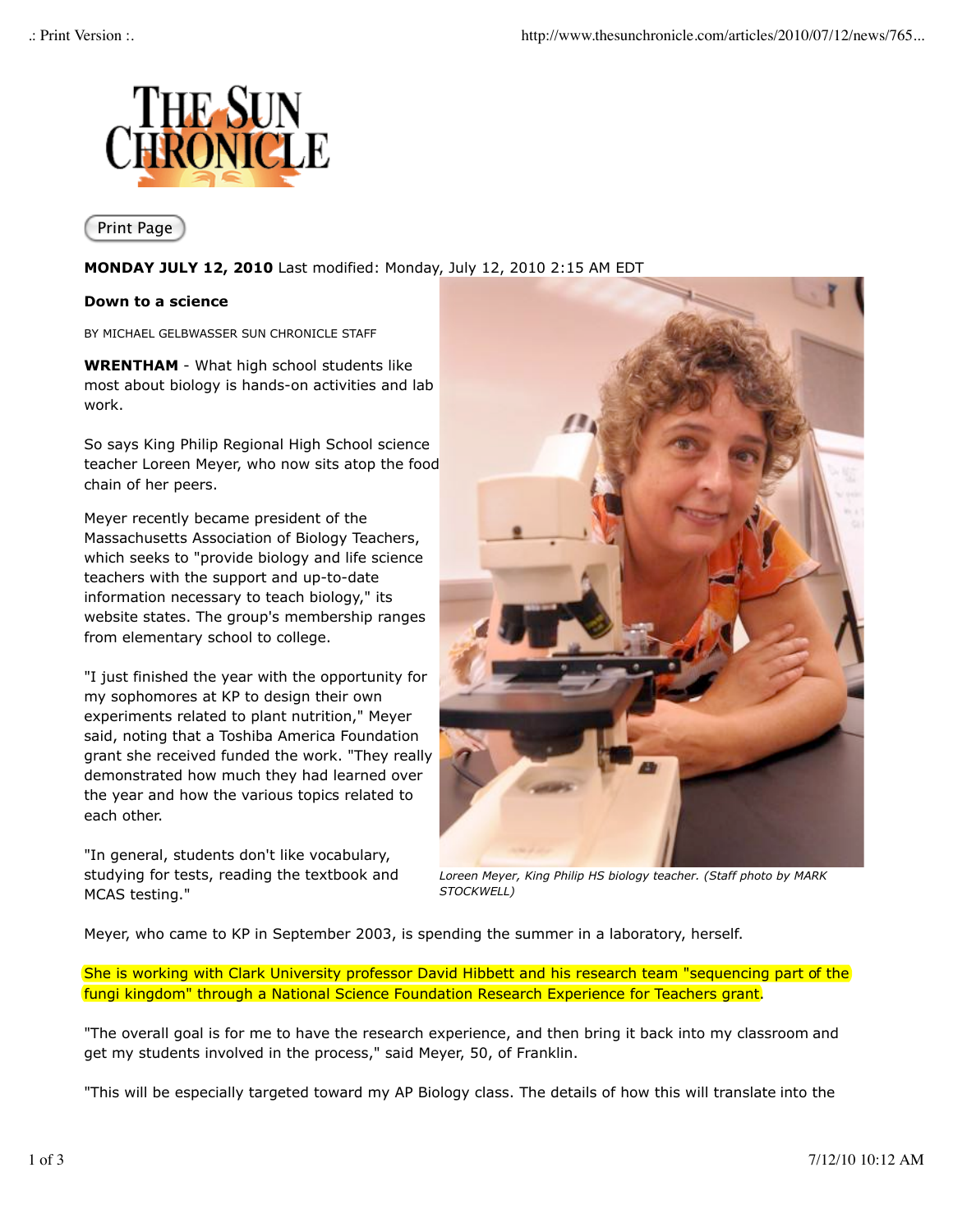**MONDAY JULY 12, 2010** Last modified: Monday, July 12, 2010 2:15 AM EDT

**Down to a science**

BY MICHAEL GELBWASSER SUN CHRONICLE STAFF

**WRENTHAM** - What high school students like most about biology is hands-on activities and lab work.

So says King Philip Regional High School science teacher Loreen Meyer, who now sits atop the food chain of her peers.

Meyer recently became president of the Massachusetts Association of Biology Teachers, which seeks to "provide biology and life science teachers with the support and up-to-date information necessary to teach biology," its website states. The group's membership ranges from elementary school to college.

"I just finished the year with the opportunity for my sophomores at KP to design their own experiments related to plant nutrition," Meyer said, noting that a Toshiba America Foundation grant she received funded the work. "They really demonstrated how much they had learned over the year and how the various topics related to each other.

"In general, students don't like vocabulary, studying for tests, reading the textbook and MCAS testing."

*Loreen Meyer, King Philip HS biology teacher. (Staff photo by MARK STOCKWELL)*

Meyer, who came to KP in September 2003, is spending the summer in a laboratory, herself.

She is working with Clark University professor David Hibbett and his research team "sequencing part of the fungi kingdom" through a National Science Foundation Research Experience for Teachers grant.

"The overall goal is for me to have the research experience, and then bring it back into my classroom and get my students involved in the process," said Meyer, 50, of Franklin.

"This will be especially targeted toward my AP Biology class. The details of how this will translate into the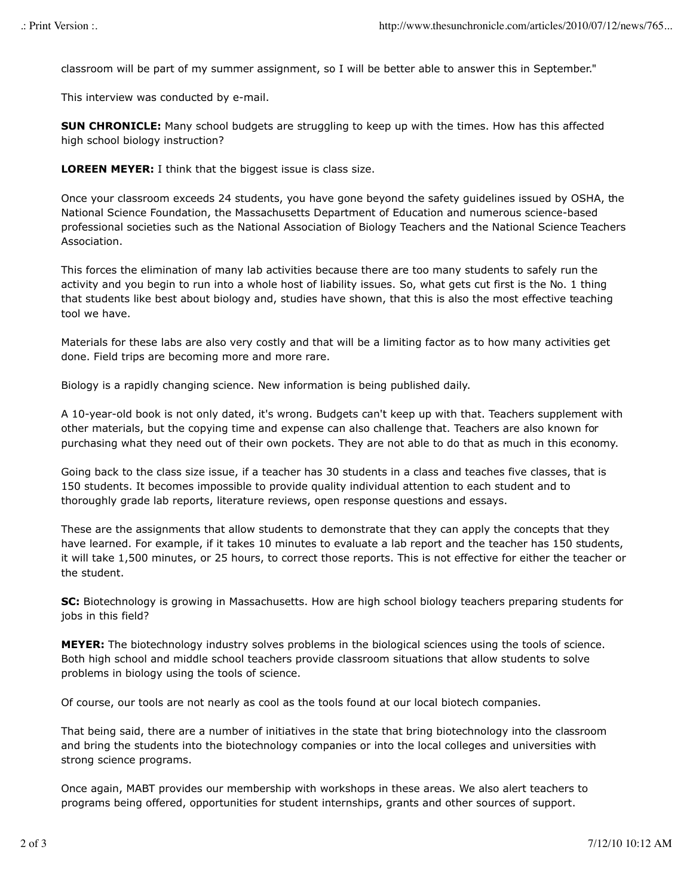classroom will be part of my summer assignment, so I will be better able to answer this in September."

This interview was conducted by e-mail.

**SUN CHRONICLE:** Many school budgets are struggling to keep up with the times. How has this affected high school biology instruction?

**LOREEN MEYER:** I think that the biggest issue is class size.

Once your classroom exceeds 24 students, you have gone beyond the safety guidelines issued by OSHA, the National Science Foundation, the Massachusetts Department of Education and numerous science-based professional societies such as the National Association of Biology Teachers and the National Science Teachers Association.

This forces the elimination of many lab activities because there are too many students to safely run the activity and you begin to run into a whole host of liability issues. So, what gets cut first is the No. 1 thing that students like best about biology and, studies have shown, that this is also the most effective teaching tool we have.

Materials for these labs are also very costly and that will be a limiting factor as to how many activities get done. Field trips are becoming more and more rare.

Biology is a rapidly changing science. New information is being published daily.

A 10-year-old book is not only dated, it's wrong. Budgets can't keep up with that. Teachers supplement with other materials, but the copying time and expense can also challenge that. Teachers are also known for purchasing what they need out of their own pockets. They are not able to do that as much in this economy.

Going back to the class size issue, if a teacher has 30 students in a class and teaches five classes, that is 150 students. It becomes impossible to provide quality individual attention to each student and to thoroughly grade lab reports, literature reviews, open response questions and essays.

These are the assignments that allow students to demonstrate that they can apply the concepts that they have learned. For example, if it takes 10 minutes to evaluate a lab report and the teacher has 150 students, it will take 1,500 minutes, or 25 hours, to correct those reports. This is not effective for either the teacher or the student.

**SC:** Biotechnology is growing in Massachusetts. How are high school biology teachers preparing students for jobs in this field?

**MEYER:** The biotechnology industry solves problems in the biological sciences using the tools of science. Both high school and middle school teachers provide classroom situations that allow students to solve problems in biology using the tools of science.

Of course, our tools are not nearly as cool as the tools found at our local biotech companies.

That being said, there are a number of initiatives in the state that bring biotechnology into the classroom and bring the students into the biotechnology companies or into the local colleges and universities with strong science programs.

Once again, MABT provides our membership with workshops in these areas. We also alert teachers to programs being offered, opportunities for student internships, grants and other sources of support.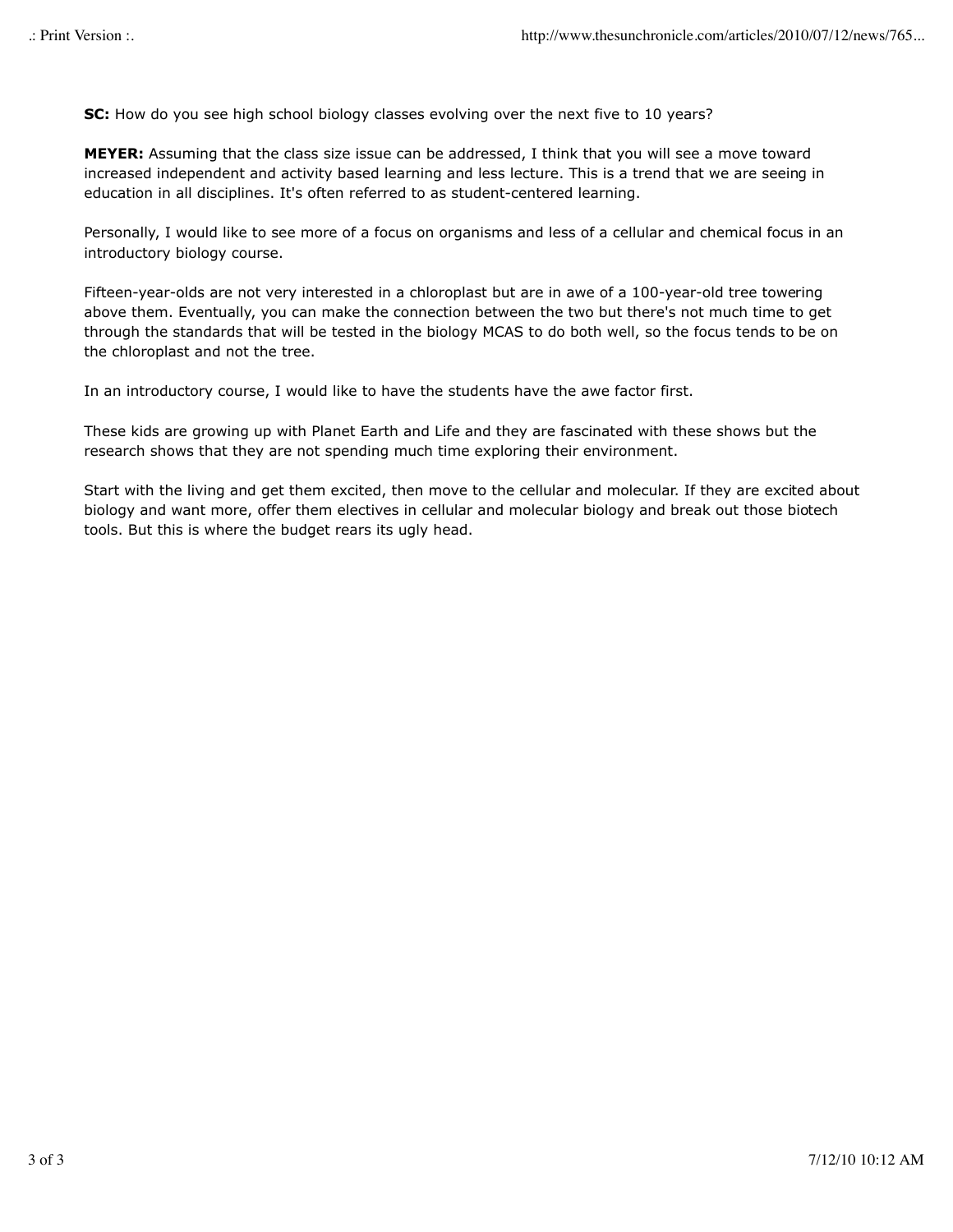**SC:** How do you see high school biology classes evolving over the next five to 10 years?

**MEYER:** Assuming that the class size issue can be addressed, I think that you will see a move toward increased independent and activity based learning and less lecture. This is a trend that we are seeing in education in all disciplines. It's often referred to as student-centered learning.

Personally, I would like to see more of a focus on organisms and less of a cellular and chemical focus in an introductory biology course.

Fifteen-year-olds are not very interested in a chloroplast but are in awe of a 100-year-old tree towering above them. Eventually, you can make the connection between the two but there's not much time to get through the standards that will be tested in the biology MCAS to do both well, so the focus tends to be on the chloroplast and not the tree.

In an introductory course, I would like to have the students have the awe factor first.

These kids are growing up with Planet Earth and Life and they are fascinated with these shows but the research shows that they are not spending much time exploring their environment.

Start with the living and get them excited, then move to the cellular and molecular. If they are excited about biology and want more, offer them electives in cellular and molecular biology and break out those biotech tools. But this is where the budget rears its ugly head.